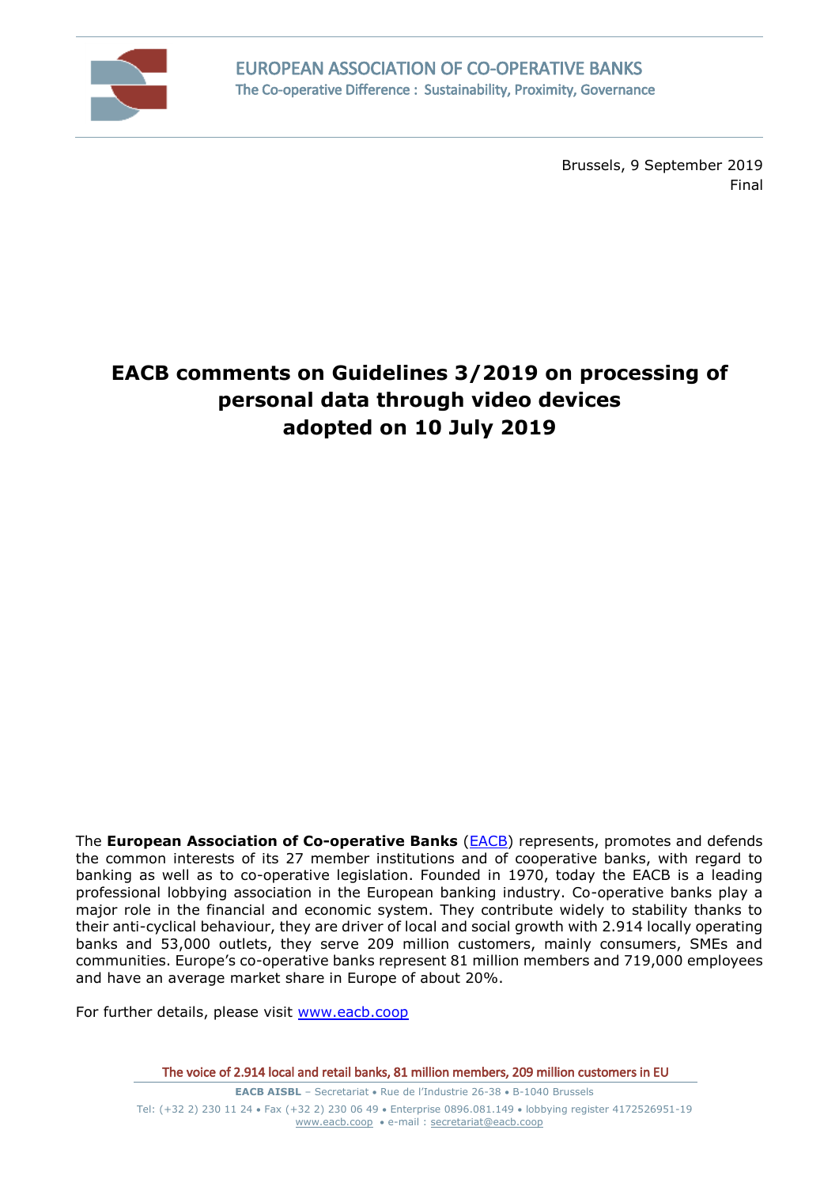EUROPEAN ASSOCIATION OF CO-OPERATIVE BANKS
The Co-operative Difference : Sustainability, Proximity, Governance

Brussels, 9 September 2019
Final

# EACB comments on Guidelines 3/2019 on processing of personal data through video devices adopted on 10 July 2019

The **European Association of Co-operative Banks** (EACB) represents, promotes and defends the common interests of its 27 member institutions and of cooperative banks, with regard to banking as well as to co-operative legislation. Founded in 1970, today the EACB is a leading professional lobbying association in the European banking industry. Co-operative banks play a major role in the financial and economic system. They contribute widely to stability thanks to their anti-cyclical behaviour, they are driver of local and social growth with 2.914 locally operating banks and 53,000 outlets, they serve 209 million customers, mainly consumers, SMEs and communities. Europe's co-operative banks represent 81 million members and 719,000 employees and have an average market share in Europe of about 20%.

For further details, please visit www.eacb.coop

The voice of 2.914 local and retail banks, 81 million members, 209 million customers in EU

**EACB AISBL** – Secretariat • Rue de l'Industrie 26-38 • B-1040 Brussels
Tel: (+32 2) 230 11 24 • Fax (+32 2) 230 06 49 • Enterprise 0896.081.149 • lobbying register 4172526951-19
www.eacb.coop • e-mail : secretariat@eacb.coop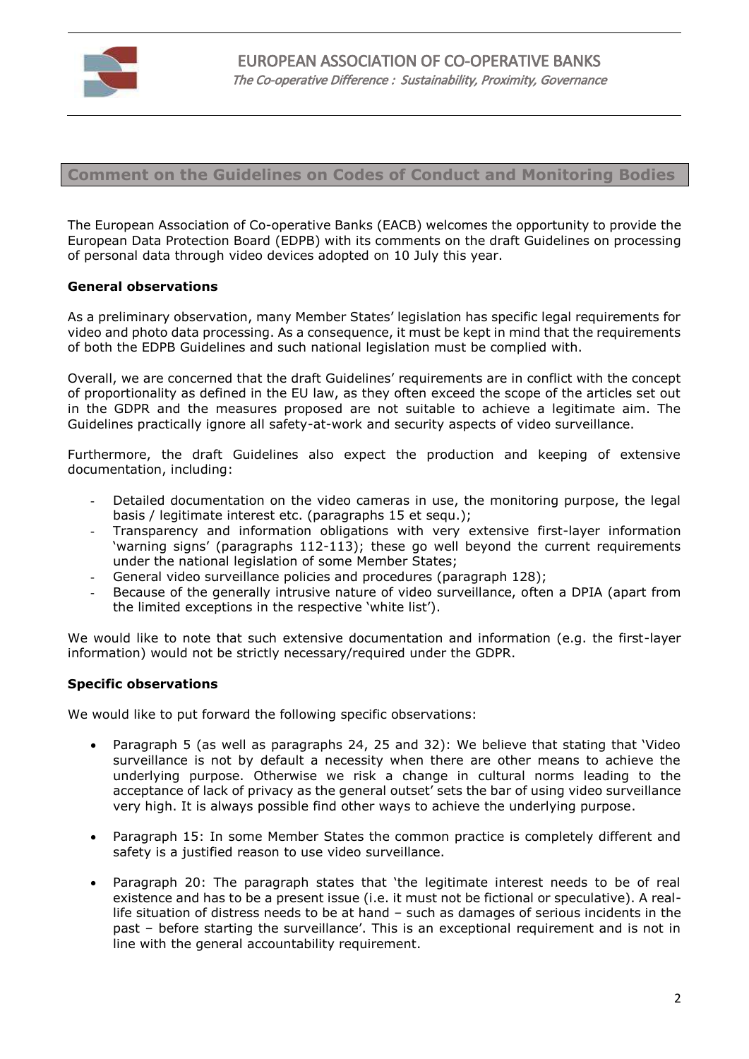# Comment on the Guidelines on Codes of Conduct and Monitoring Bodies

The European Association of Co-operative Banks (EACB) welcomes the opportunity to provide the European Data Protection Board (EDPB) with its comments on the draft Guidelines on processing of personal data through video devices adopted on 10 July this year.

**General observations**

As a preliminary observation, many Member States' legislation has specific legal requirements for video and photo data processing. As a consequence, it must be kept in mind that the requirements of both the EDPB Guidelines and such national legislation must be complied with.

Overall, we are concerned that the draft Guidelines' requirements are in conflict with the concept of proportionality as defined in the EU law, as they often exceed the scope of the articles set out in the GDPR and the measures proposed are not suitable to achieve a legitimate aim. The Guidelines practically ignore all safety-at-work and security aspects of video surveillance.

Furthermore, the draft Guidelines also expect the production and keeping of extensive documentation, including:

- Detailed documentation on the video cameras in use, the monitoring purpose, the legal basis / legitimate interest etc. (paragraphs 15 et sequ.);
- Transparency and information obligations with very extensive first-layer information 'warning signs' (paragraphs 112-113); these go well beyond the current requirements under the national legislation of some Member States;
- General video surveillance policies and procedures (paragraph 128);
- Because of the generally intrusive nature of video surveillance, often a DPIA (apart from the limited exceptions in the respective 'white list').

We would like to note that such extensive documentation and information (e.g. the first-layer information) would not be strictly necessary/required under the GDPR.

**Specific observations**

We would like to put forward the following specific observations:

- Paragraph 5 (as well as paragraphs 24, 25 and 32): We believe that stating that 'Video surveillance is not by default a necessity when there are other means to achieve the underlying purpose. Otherwise we risk a change in cultural norms leading to the acceptance of lack of privacy as the general outset' sets the bar of using video surveillance very high. It is always possible find other ways to achieve the underlying purpose.
- Paragraph 15: In some Member States the common practice is completely different and safety is a justified reason to use video surveillance.
- Paragraph 20: The paragraph states that 'the legitimate interest needs to be of real existence and has to be a present issue (i.e. it must not be fictional or speculative). A real-life situation of distress needs to be at hand – such as damages of serious incidents in the past – before starting the surveillance'. This is an exceptional requirement and is not in line with the general accountability requirement.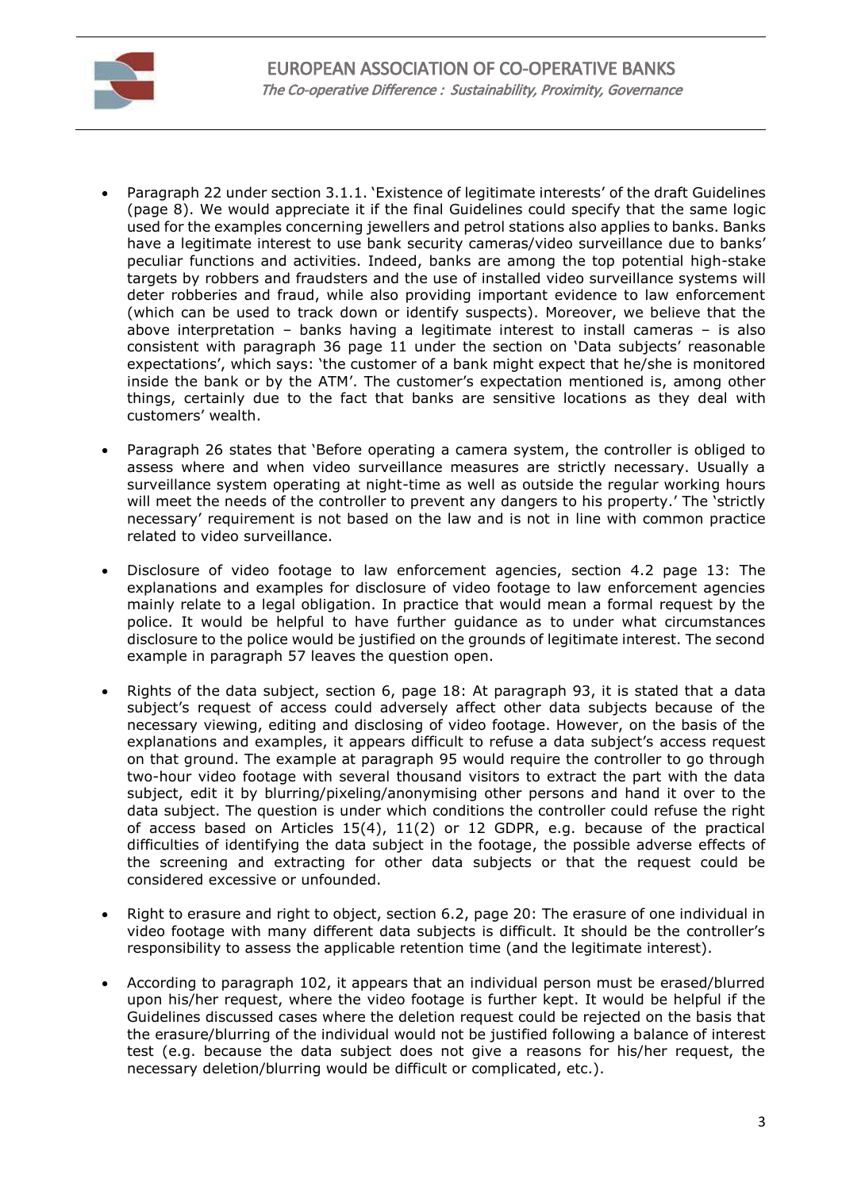- Paragraph 22 under section 3.1.1. 'Existence of legitimate interests' of the draft Guidelines (page 8). We would appreciate it if the final Guidelines could specify that the same logic used for the examples concerning jewellers and petrol stations also applies to banks. Banks have a legitimate interest to use bank security cameras/video surveillance due to banks' peculiar functions and activities. Indeed, banks are among the top potential high-stake targets by robbers and fraudsters and the use of installed video surveillance systems will deter robberies and fraud, while also providing important evidence to law enforcement (which can be used to track down or identify suspects). Moreover, we believe that the above interpretation – banks having a legitimate interest to install cameras – is also consistent with paragraph 36 page 11 under the section on 'Data subjects' reasonable expectations', which says: 'the customer of a bank might expect that he/she is monitored inside the bank or by the ATM'. The customer's expectation mentioned is, among other things, certainly due to the fact that banks are sensitive locations as they deal with customers' wealth.

- Paragraph 26 states that 'Before operating a camera system, the controller is obliged to assess where and when video surveillance measures are strictly necessary. Usually a surveillance system operating at night-time as well as outside the regular working hours will meet the needs of the controller to prevent any dangers to his property.' The 'strictly necessary' requirement is not based on the law and is not in line with common practice related to video surveillance.

- Disclosure of video footage to law enforcement agencies, section 4.2 page 13: The explanations and examples for disclosure of video footage to law enforcement agencies mainly relate to a legal obligation. In practice that would mean a formal request by the police. It would be helpful to have further guidance as to under what circumstances disclosure to the police would be justified on the grounds of legitimate interest. The second example in paragraph 57 leaves the question open.

- Rights of the data subject, section 6, page 18: At paragraph 93, it is stated that a data subject's request of access could adversely affect other data subjects because of the necessary viewing, editing and disclosing of video footage. However, on the basis of the explanations and examples, it appears difficult to refuse a data subject's access request on that ground. The example at paragraph 95 would require the controller to go through two-hour video footage with several thousand visitors to extract the part with the data subject, edit it by blurring/pixeling/anonymising other persons and hand it over to the data subject. The question is under which conditions the controller could refuse the right of access based on Articles 15(4), 11(2) or 12 GDPR, e.g. because of the practical difficulties of identifying the data subject in the footage, the possible adverse effects of the screening and extracting for other data subjects or that the request could be considered excessive or unfounded.

- Right to erasure and right to object, section 6.2, page 20: The erasure of one individual in video footage with many different data subjects is difficult. It should be the controller's responsibility to assess the applicable retention time (and the legitimate interest).

- According to paragraph 102, it appears that an individual person must be erased/blurred upon his/her request, where the video footage is further kept. It would be helpful if the Guidelines discussed cases where the deletion request could be rejected on the basis that the erasure/blurring of the individual would not be justified following a balance of interest test (e.g. because the data subject does not give a reasons for his/her request, the necessary deletion/blurring would be difficult or complicated, etc.).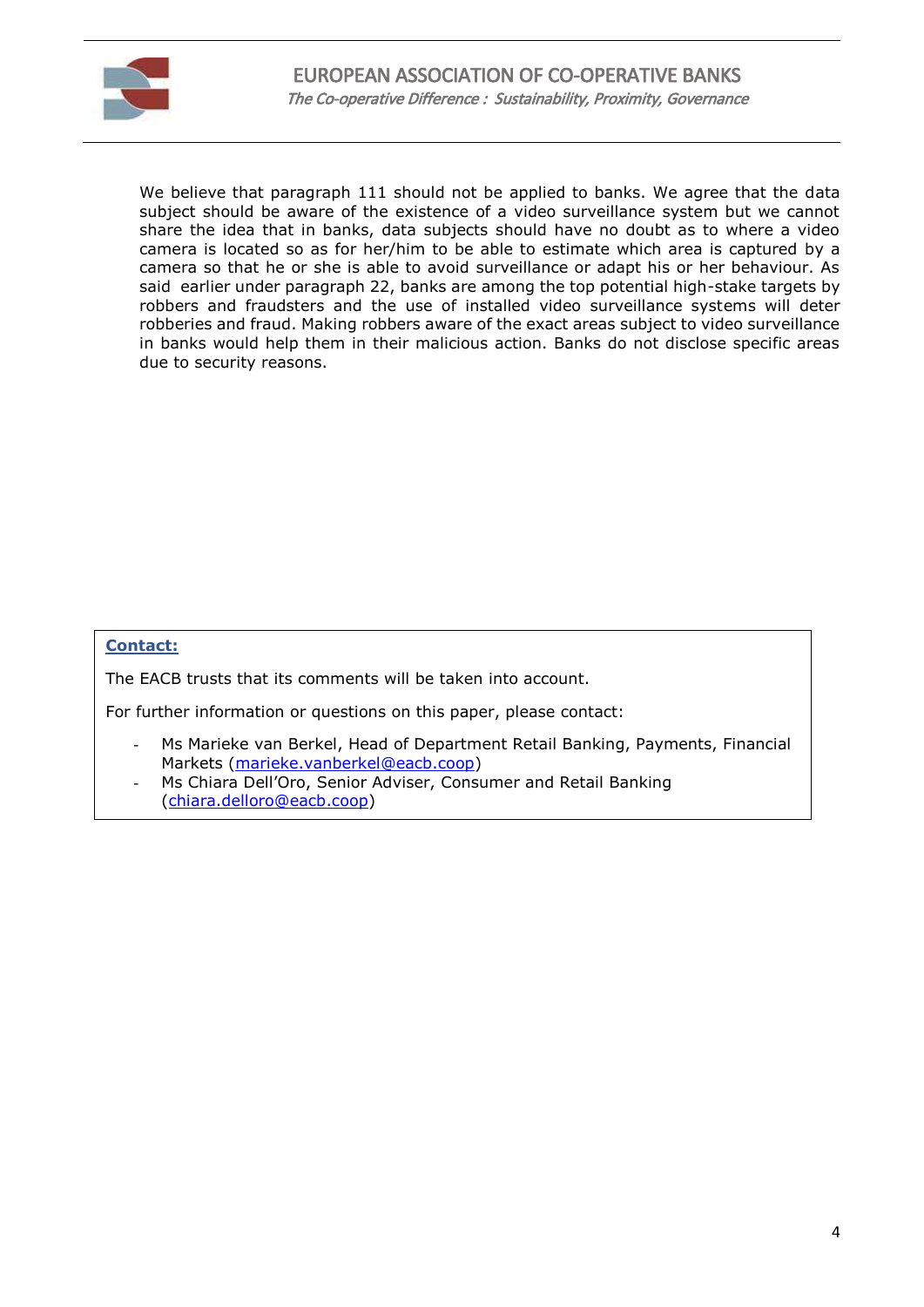We believe that paragraph 111 should not be applied to banks. We agree that the data subject should be aware of the existence of a video surveillance system but we cannot share the idea that in banks, data subjects should have no doubt as to where a video camera is located so as for her/him to be able to estimate which area is captured by a camera so that he or she is able to avoid surveillance or adapt his or her behaviour. As said earlier under paragraph 22, banks are among the top potential high-stake targets by robbers and fraudsters and the use of installed video surveillance systems will deter robberies and fraud. Making robbers aware of the exact areas subject to video surveillance in banks would help them in their malicious action. Banks do not disclose specific areas due to security reasons.

**Contact:**

The EACB trusts that its comments will be taken into account.

For further information or questions on this paper, please contact:

- Ms Marieke van Berkel, Head of Department Retail Banking, Payments, Financial Markets (marieke.vanberkel@eacb.coop)
- Ms Chiara Dell'Oro, Senior Adviser, Consumer and Retail Banking (chiara.delloro@eacb.coop)